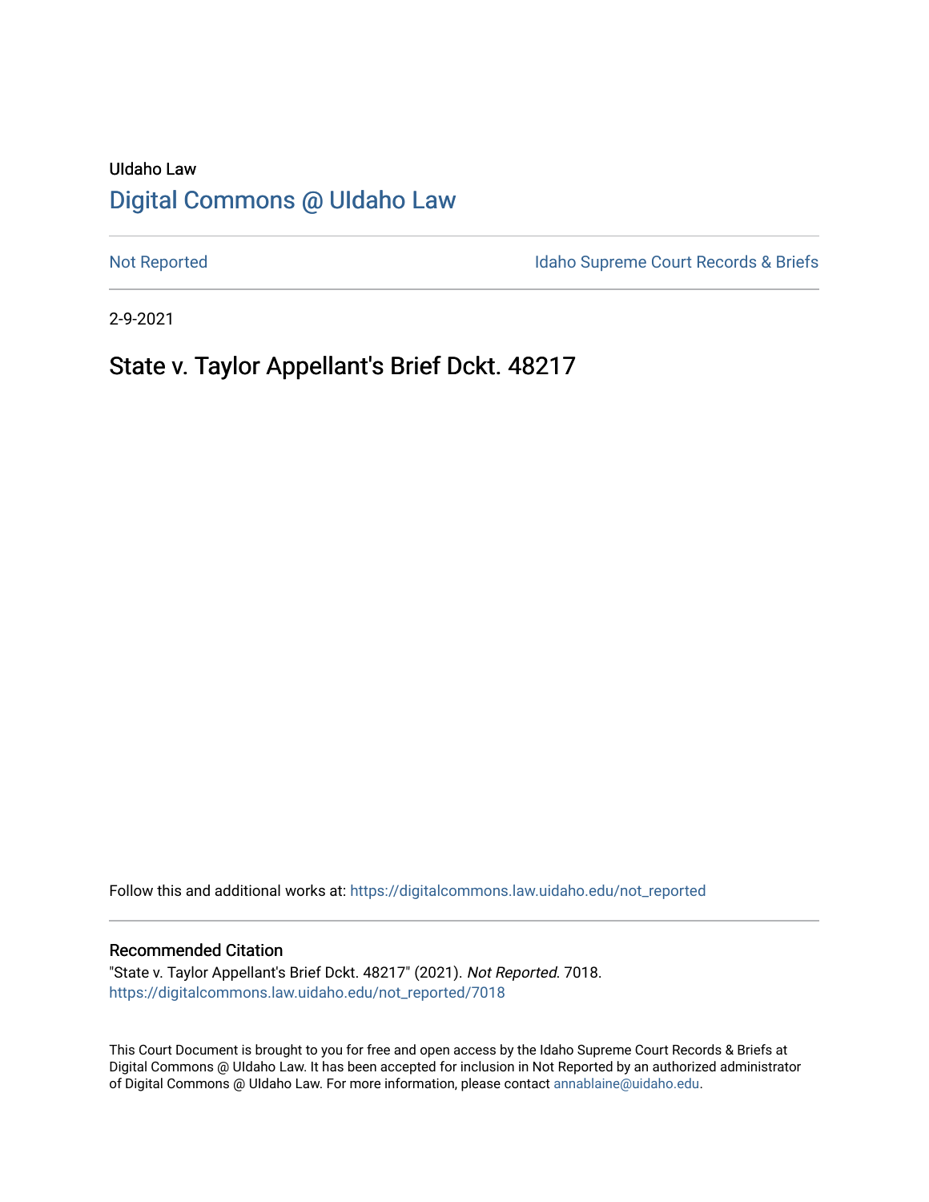UIdaho Law

# Digital Commons @ UIdaho Law

Not Reported

Idaho Supreme Court Records & Briefs

2-9-2021

## State v. Taylor Appellant's Brief Dckt. 48217

Follow this and additional works at: https://digitalcommons.law.uidaho.edu/not_reported

### Recommended Citation

"State v. Taylor Appellant's Brief Dckt. 48217" (2021). *Not Reported*. 7018.
https://digitalcommons.law.uidaho.edu/not_reported/7018

This Court Document is brought to you for free and open access by the Idaho Supreme Court Records & Briefs at Digital Commons @ UIdaho Law. It has been accepted for inclusion in Not Reported by an authorized administrator of Digital Commons @ UIdaho Law. For more information, please contact annablaine@uidaho.edu.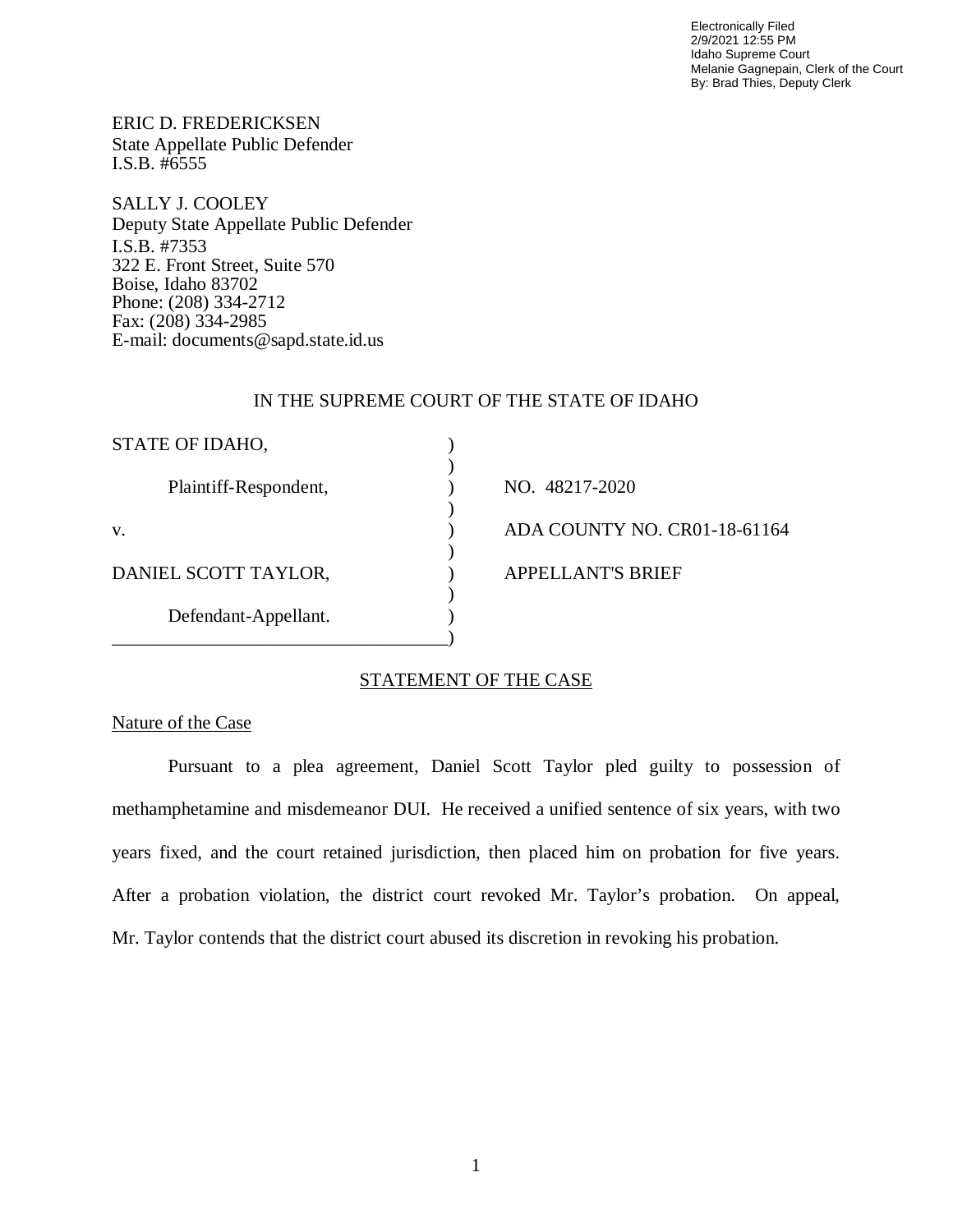Electronically Filed
2/9/2021 12:55 PM
Idaho Supreme Court
Melanie Gagnepain, Clerk of the Court
By: Brad Thies, Deputy Clerk

ERIC D. FREDERICKSEN
State Appellate Public Defender
I.S.B. #6555

SALLY J. COOLEY
Deputy State Appellate Public Defender
I.S.B. #7353
322 E. Front Street, Suite 570
Boise, Idaho 83702
Phone: (208) 334-2712
Fax: (208) 334-2985
E-mail: documents@sapd.state.id.us

IN THE SUPREME COURT OF THE STATE OF IDAHO

| | |
|---|---|
| STATE OF IDAHO, | |
| Plaintiff-Respondent, | NO. 48217-2020 |
| v. | ADA COUNTY NO. CR01-18-61164 |
| DANIEL SCOTT TAYLOR, | APPELLANT'S BRIEF |
| Defendant-Appellant. | |

## STATEMENT OF THE CASE

### Nature of the Case

Pursuant to a plea agreement, Daniel Scott Taylor pled guilty to possession of methamphetamine and misdemeanor DUI. He received a unified sentence of six years, with two years fixed, and the court retained jurisdiction, then placed him on probation for five years. After a probation violation, the district court revoked Mr. Taylor's probation. On appeal, Mr. Taylor contends that the district court abused its discretion in revoking his probation.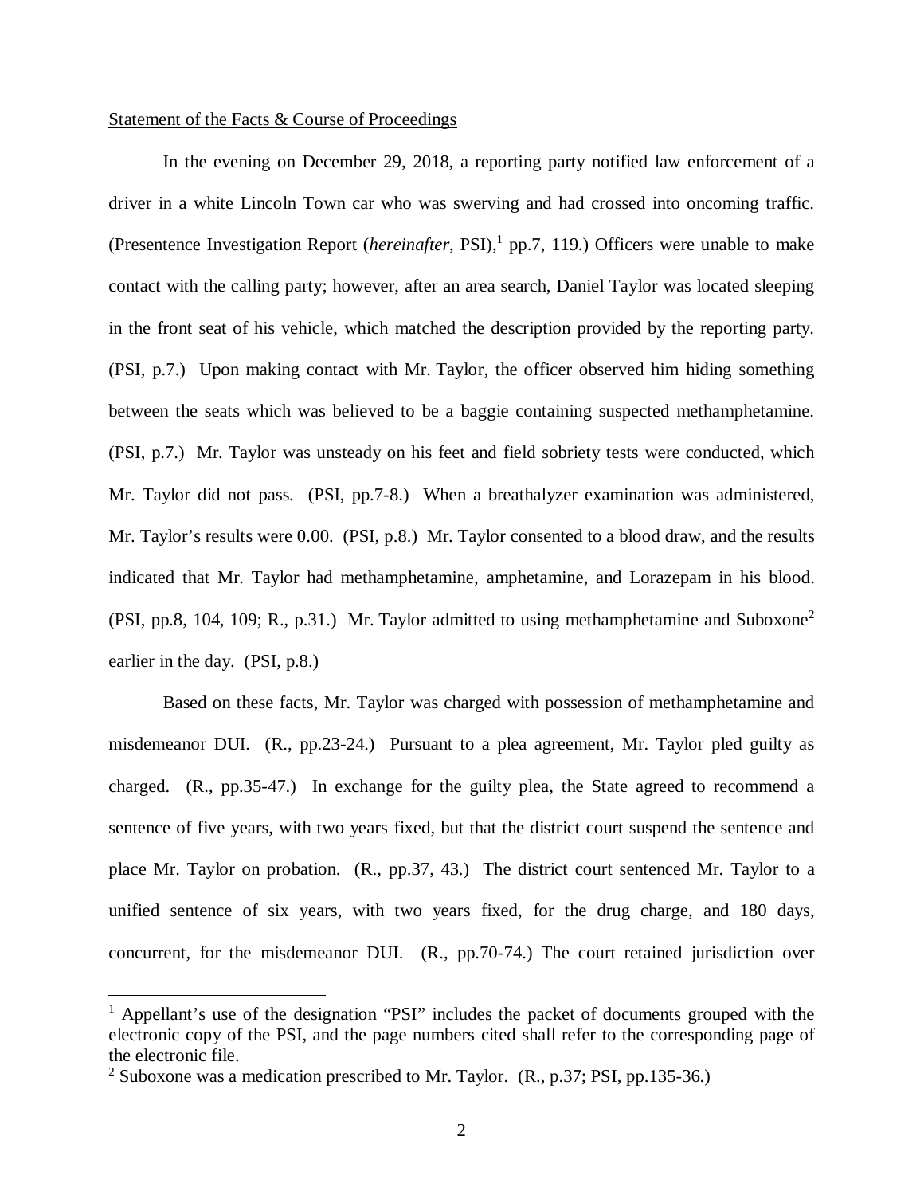Statement of the Facts & Course of Proceedings

In the evening on December 29, 2018, a reporting party notified law enforcement of a driver in a white Lincoln Town car who was swerving and had crossed into oncoming traffic. (Presentence Investigation Report (*hereinafter*, PSI),[1] pp.7, 119.) Officers were unable to make contact with the calling party; however, after an area search, Daniel Taylor was located sleeping in the front seat of his vehicle, which matched the description provided by the reporting party. (PSI, p.7.) Upon making contact with Mr. Taylor, the officer observed him hiding something between the seats which was believed to be a baggie containing suspected methamphetamine. (PSI, p.7.) Mr. Taylor was unsteady on his feet and field sobriety tests were conducted, which Mr. Taylor did not pass. (PSI, pp.7-8.) When a breathalyzer examination was administered, Mr. Taylor's results were 0.00. (PSI, p.8.) Mr. Taylor consented to a blood draw, and the results indicated that Mr. Taylor had methamphetamine, amphetamine, and Lorazepam in his blood. (PSI, pp.8, 104, 109; R., p.31.) Mr. Taylor admitted to using methamphetamine and Suboxone[2] earlier in the day. (PSI, p.8.)

Based on these facts, Mr. Taylor was charged with possession of methamphetamine and misdemeanor DUI. (R., pp.23-24.) Pursuant to a plea agreement, Mr. Taylor pled guilty as charged. (R., pp.35-47.) In exchange for the guilty plea, the State agreed to recommend a sentence of five years, with two years fixed, but that the district court suspend the sentence and place Mr. Taylor on probation. (R., pp.37, 43.) The district court sentenced Mr. Taylor to a unified sentence of six years, with two years fixed, for the drug charge, and 180 days, concurrent, for the misdemeanor DUI. (R., pp.70-74.) The court retained jurisdiction over

---

[1] Appellant's use of the designation "PSI" includes the packet of documents grouped with the electronic copy of the PSI, and the page numbers cited shall refer to the corresponding page of the electronic file.

[2] Suboxone was a medication prescribed to Mr. Taylor. (R., p.37; PSI, pp.135-36.)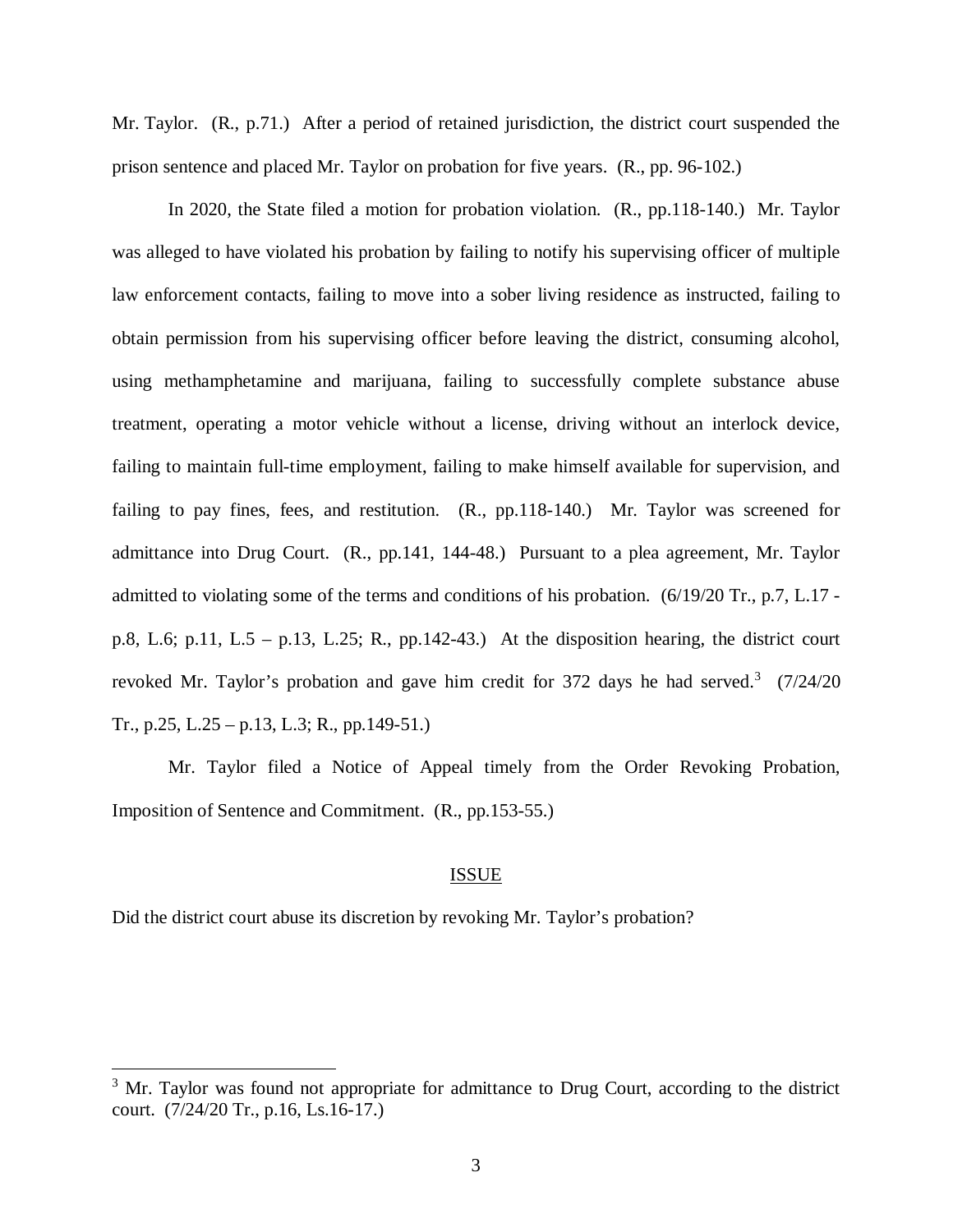Mr. Taylor. (R., p.71.) After a period of retained jurisdiction, the district court suspended the prison sentence and placed Mr. Taylor on probation for five years. (R., pp. 96-102.)

In 2020, the State filed a motion for probation violation. (R., pp.118-140.) Mr. Taylor was alleged to have violated his probation by failing to notify his supervising officer of multiple law enforcement contacts, failing to move into a sober living residence as instructed, failing to obtain permission from his supervising officer before leaving the district, consuming alcohol, using methamphetamine and marijuana, failing to successfully complete substance abuse treatment, operating a motor vehicle without a license, driving without an interlock device, failing to maintain full-time employment, failing to make himself available for supervision, and failing to pay fines, fees, and restitution. (R., pp.118-140.) Mr. Taylor was screened for admittance into Drug Court. (R., pp.141, 144-48.) Pursuant to a plea agreement, Mr. Taylor admitted to violating some of the terms and conditions of his probation. (6/19/20 Tr., p.7, L.17 - p.8, L.6; p.11, L.5 – p.13, L.25; R., pp.142-43.) At the disposition hearing, the district court revoked Mr. Taylor's probation and gave him credit for 372 days he had served.[3] (7/24/20 Tr., p.25, L.25 – p.13, L.3; R., pp.149-51.)

Mr. Taylor filed a Notice of Appeal timely from the Order Revoking Probation, Imposition of Sentence and Commitment. (R., pp.153-55.)

## ISSUE

Did the district court abuse its discretion by revoking Mr. Taylor's probation?

---

[3] Mr. Taylor was found not appropriate for admittance to Drug Court, according to the district court. (7/24/20 Tr., p.16, Ls.16-17.)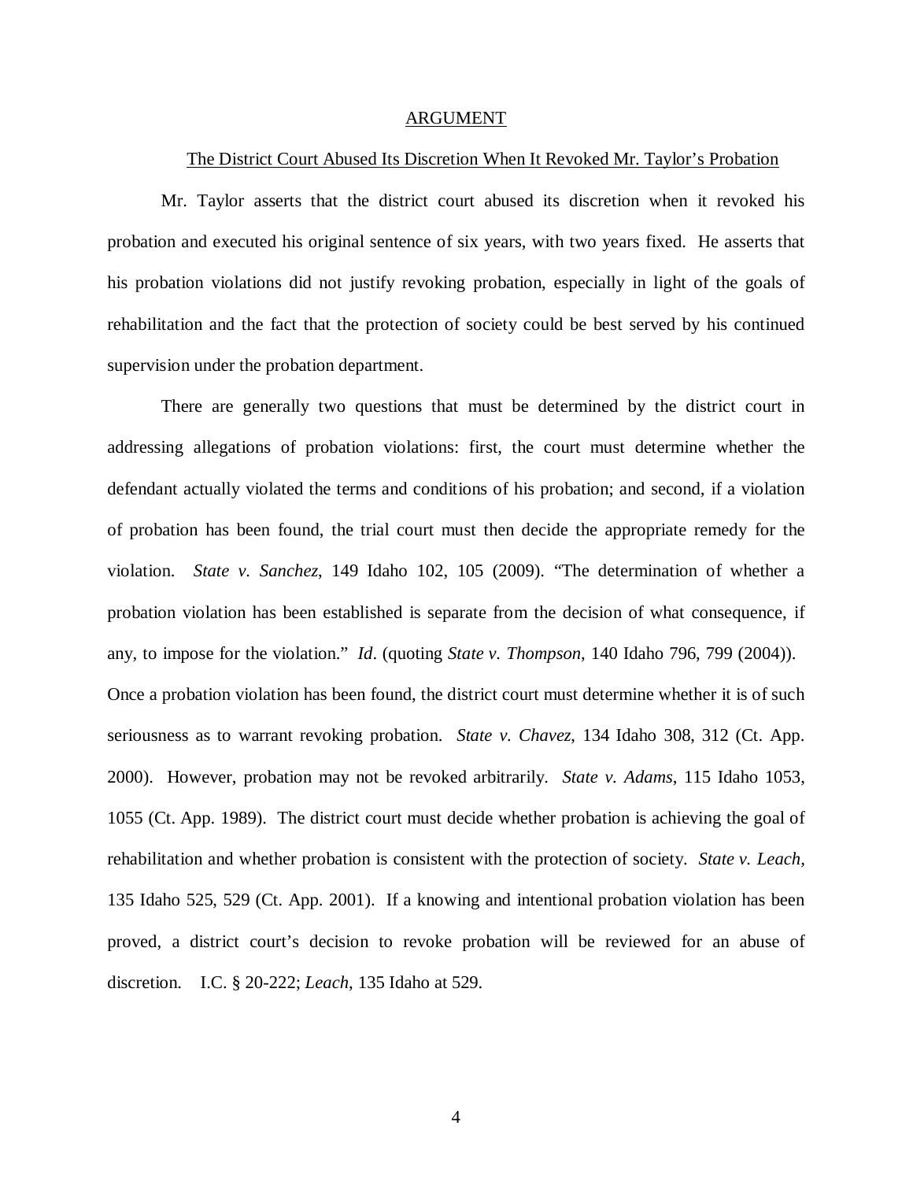## ARGUMENT

### The District Court Abused Its Discretion When It Revoked Mr. Taylor's Probation

Mr. Taylor asserts that the district court abused its discretion when it revoked his probation and executed his original sentence of six years, with two years fixed. He asserts that his probation violations did not justify revoking probation, especially in light of the goals of rehabilitation and the fact that the protection of society could be best served by his continued supervision under the probation department.

There are generally two questions that must be determined by the district court in addressing allegations of probation violations: first, the court must determine whether the defendant actually violated the terms and conditions of his probation; and second, if a violation of probation has been found, the trial court must then decide the appropriate remedy for the violation. *State v. Sanchez*, 149 Idaho 102, 105 (2009). "The determination of whether a probation violation has been established is separate from the decision of what consequence, if any, to impose for the violation." *Id*. (quoting *State v. Thompson*, 140 Idaho 796, 799 (2004)). Once a probation violation has been found, the district court must determine whether it is of such seriousness as to warrant revoking probation. *State v. Chavez*, 134 Idaho 308, 312 (Ct. App. 2000). However, probation may not be revoked arbitrarily. *State v. Adams*, 115 Idaho 1053, 1055 (Ct. App. 1989). The district court must decide whether probation is achieving the goal of rehabilitation and whether probation is consistent with the protection of society. *State v. Leach,* 135 Idaho 525, 529 (Ct. App. 2001). If a knowing and intentional probation violation has been proved, a district court's decision to revoke probation will be reviewed for an abuse of discretion. I.C. § 20-222; *Leach*, 135 Idaho at 529.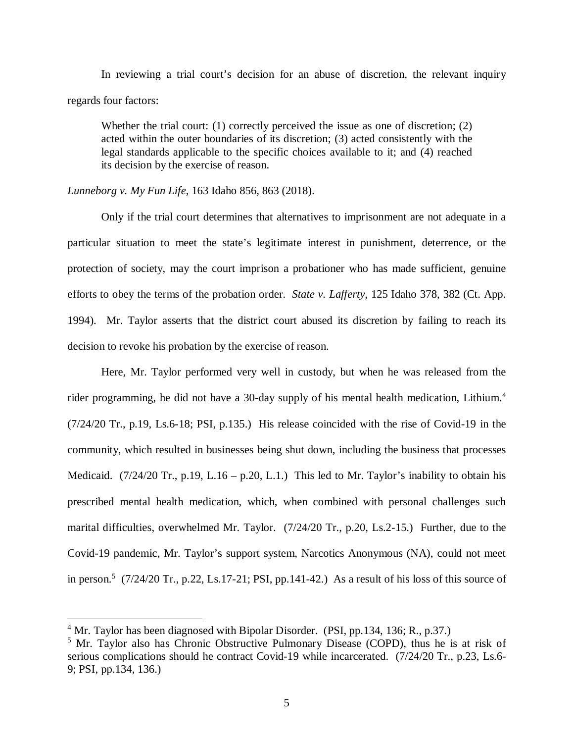In reviewing a trial court's decision for an abuse of discretion, the relevant inquiry regards four factors:

> Whether the trial court: (1) correctly perceived the issue as one of discretion; (2) acted within the outer boundaries of its discretion; (3) acted consistently with the legal standards applicable to the specific choices available to it; and (4) reached its decision by the exercise of reason.

*Lunneborg v. My Fun Life*, 163 Idaho 856, 863 (2018).

Only if the trial court determines that alternatives to imprisonment are not adequate in a particular situation to meet the state's legitimate interest in punishment, deterrence, or the protection of society, may the court imprison a probationer who has made sufficient, genuine efforts to obey the terms of the probation order. *State v. Lafferty*, 125 Idaho 378, 382 (Ct. App. 1994). Mr. Taylor asserts that the district court abused its discretion by failing to reach its decision to revoke his probation by the exercise of reason.

Here, Mr. Taylor performed very well in custody, but when he was released from the rider programming, he did not have a 30-day supply of his mental health medication, Lithium.[4] (7/24/20 Tr., p.19, Ls.6-18; PSI, p.135.) His release coincided with the rise of Covid-19 in the community, which resulted in businesses being shut down, including the business that processes Medicaid. (7/24/20 Tr., p.19, L.16 – p.20, L.1.) This led to Mr. Taylor's inability to obtain his prescribed mental health medication, which, when combined with personal challenges such marital difficulties, overwhelmed Mr. Taylor. (7/24/20 Tr., p.20, Ls.2-15.) Further, due to the Covid-19 pandemic, Mr. Taylor's support system, Narcotics Anonymous (NA), could not meet in person.[5] (7/24/20 Tr., p.22, Ls.17-21; PSI, pp.141-42.) As a result of his loss of this source of

---

[4] Mr. Taylor has been diagnosed with Bipolar Disorder. (PSI, pp.134, 136; R., p.37.)

[5] Mr. Taylor also has Chronic Obstructive Pulmonary Disease (COPD), thus he is at risk of serious complications should he contract Covid-19 while incarcerated. (7/24/20 Tr., p.23, Ls.6-9; PSI, pp.134, 136.)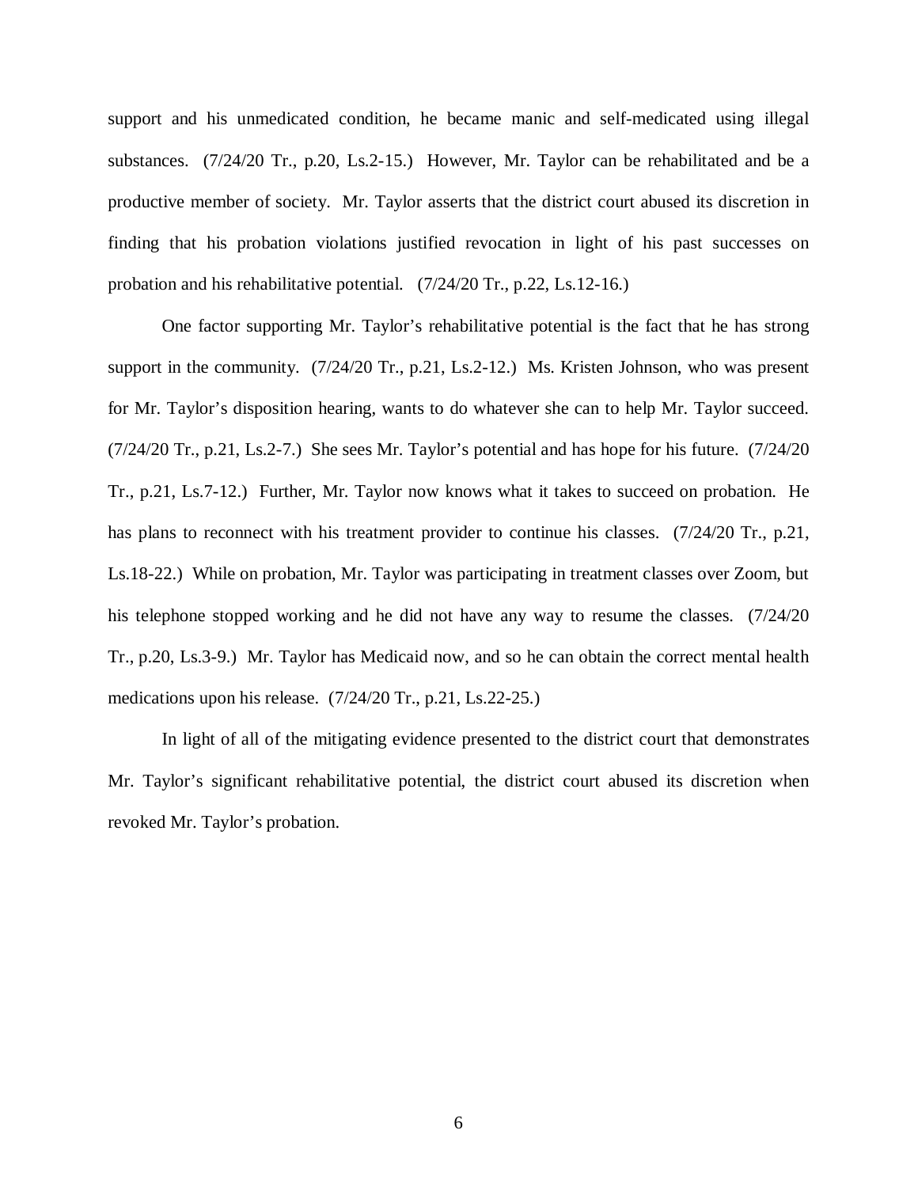support and his unmedicated condition, he became manic and self-medicated using illegal substances. (7/24/20 Tr., p.20, Ls.2-15.) However, Mr. Taylor can be rehabilitated and be a productive member of society. Mr. Taylor asserts that the district court abused its discretion in finding that his probation violations justified revocation in light of his past successes on probation and his rehabilitative potential. (7/24/20 Tr., p.22, Ls.12-16.)

One factor supporting Mr. Taylor's rehabilitative potential is the fact that he has strong support in the community. (7/24/20 Tr., p.21, Ls.2-12.) Ms. Kristen Johnson, who was present for Mr. Taylor's disposition hearing, wants to do whatever she can to help Mr. Taylor succeed. (7/24/20 Tr., p.21, Ls.2-7.) She sees Mr. Taylor's potential and has hope for his future. (7/24/20 Tr., p.21, Ls.7-12.) Further, Mr. Taylor now knows what it takes to succeed on probation. He has plans to reconnect with his treatment provider to continue his classes. (7/24/20 Tr., p.21, Ls.18-22.) While on probation, Mr. Taylor was participating in treatment classes over Zoom, but his telephone stopped working and he did not have any way to resume the classes. (7/24/20 Tr., p.20, Ls.3-9.) Mr. Taylor has Medicaid now, and so he can obtain the correct mental health medications upon his release. (7/24/20 Tr., p.21, Ls.22-25.)

In light of all of the mitigating evidence presented to the district court that demonstrates Mr. Taylor's significant rehabilitative potential, the district court abused its discretion when revoked Mr. Taylor's probation.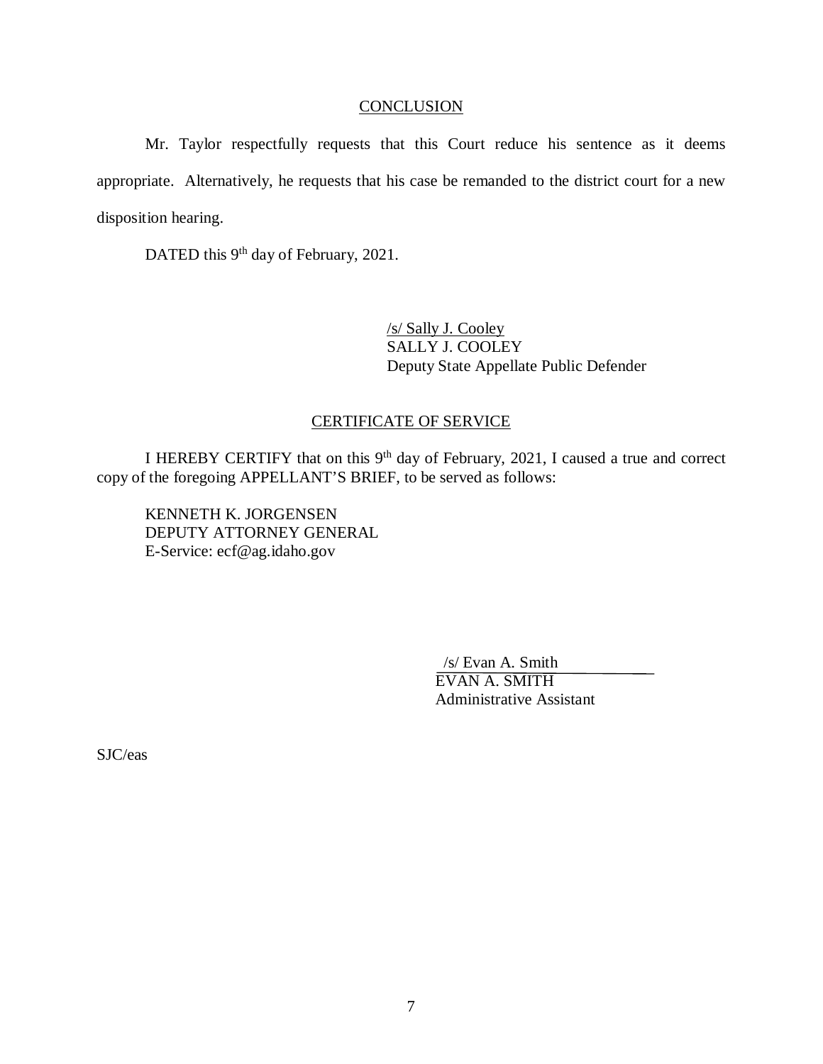## CONCLUSION

Mr. Taylor respectfully requests that this Court reduce his sentence as it deems appropriate. Alternatively, he requests that his case be remanded to the district court for a new disposition hearing.

DATED this 9th day of February, 2021.

/s/ Sally J. Cooley
SALLY J. COOLEY
Deputy State Appellate Public Defender

## CERTIFICATE OF SERVICE

I HEREBY CERTIFY that on this 9th day of February, 2021, I caused a true and correct copy of the foregoing APPELLANT'S BRIEF, to be served as follows:

KENNETH K. JORGENSEN
DEPUTY ATTORNEY GENERAL
E-Service: ecf@ag.idaho.gov

/s/ Evan A. Smith
EVAN A. SMITH
Administrative Assistant

SJC/eas